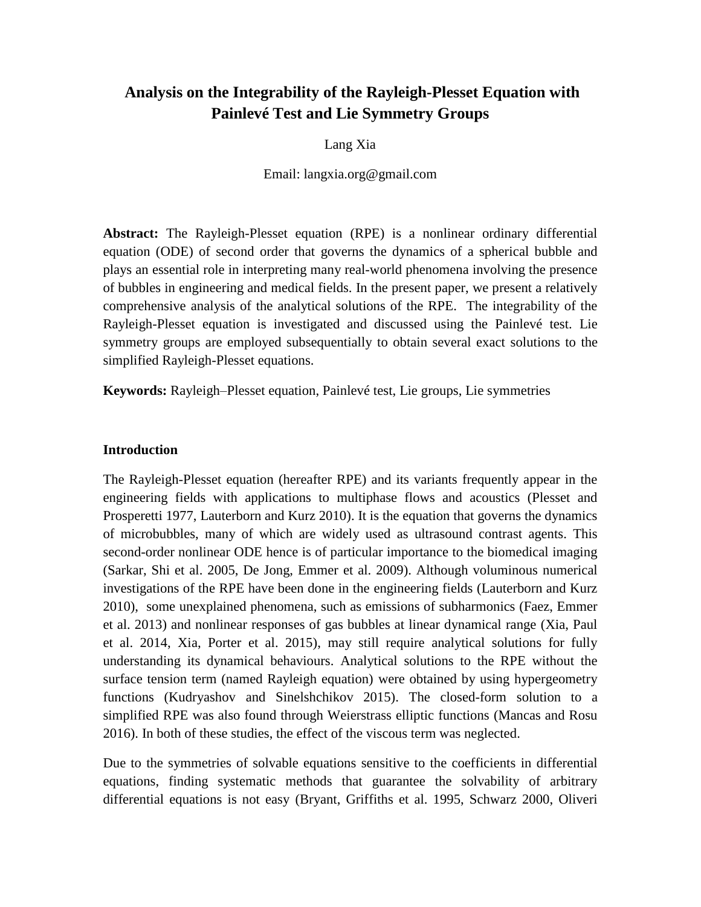# Analysis on the Integrability of the Rayleigh-Plesset Equation with Painlevé Test and Lie Symmetry Groups

Lang Xia

Email: langxia.org@gmail.com

**Abstract:** The Rayleigh-Plesset equation (RPE) is a nonlinear ordinary differential equation (ODE) of second order that governs the dynamics of a spherical bubble and plays an essential role in interpreting many real-world phenomena involving the presence of bubbles in engineering and medical fields. In the present paper, we present a relatively comprehensive analysis of the analytical solutions of the RPE. The integrability of the Rayleigh-Plesset equation is investigated and discussed using the Painlevé test. Lie symmetry groups are employed subsequentially to obtain several exact solutions to the simplified Rayleigh-Plesset equations.

**Keywords:** Rayleigh–Plesset equation, Painlevé test, Lie groups, Lie symmetries

## Introduction

The Rayleigh-Plesset equation (hereafter RPE) and its variants frequently appear in the engineering fields with applications to multiphase flows and acoustics (Plesset and Prosperetti 1977, Lauterborn and Kurz 2010). It is the equation that governs the dynamics of microbubbles, many of which are widely used as ultrasound contrast agents. This second-order nonlinear ODE hence is of particular importance to the biomedical imaging (Sarkar, Shi et al. 2005, De Jong, Emmer et al. 2009). Although voluminous numerical investigations of the RPE have been done in the engineering fields (Lauterborn and Kurz 2010), some unexplained phenomena, such as emissions of subharmonics (Faez, Emmer et al. 2013) and nonlinear responses of gas bubbles at linear dynamical range (Xia, Paul et al. 2014, Xia, Porter et al. 2015), may still require analytical solutions for fully understanding its dynamical behaviours. Analytical solutions to the RPE without the surface tension term (named Rayleigh equation) were obtained by using hypergeometry functions (Kudryashov and Sinelshchikov 2015). The closed-form solution to a simplified RPE was also found through Weierstrass elliptic functions (Mancas and Rosu 2016). In both of these studies, the effect of the viscous term was neglected.

Due to the symmetries of solvable equations sensitive to the coefficients in differential equations, finding systematic methods that guarantee the solvability of arbitrary differential equations is not easy (Bryant, Griffiths et al. 1995, Schwarz 2000, Oliveri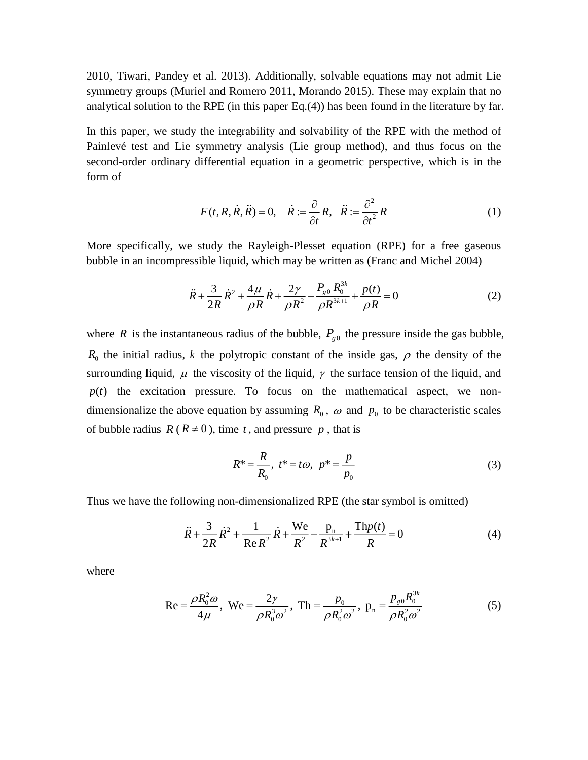2010, Tiwari, Pandey et al. 2013). Additionally, solvable equations may not admit Lie symmetry groups (Muriel and Romero 2011, Morando 2015). These may explain that no analytical solution to the RPE (in this paper Eq.(4)) has been found in the literature by far.

In this paper, we study the integrability and solvability of the RPE with the method of Painlevé test and Lie symmetry analysis (Lie group method), and thus focus on the second-order ordinary differential equation in a geometric perspective, which is in the form of

$$F(t, R, \dot{R}, \ddot{R}) = 0, \quad \dot{R} := \frac{\partial}{\partial t} R, \quad \ddot{R} := \frac{\partial^2}{\partial t^2} R \tag{1}$$

More specifically, we study the Rayleigh-Plesset equation (RPE) for a free gaseous bubble in an incompressible liquid, which may be written as (Franc and Michel 2004)

$$\ddot{R} + \frac{3}{2R}\dot{R}^2 + \frac{4\mu}{\rho R}\dot{R} + \frac{2\gamma}{\rho R^2} - \frac{P_{g0} R_0^{3k}}{\rho R^{3k+1}} + \frac{p(t)}{\rho R} = 0 \tag{2}$$

where $R$ is the instantaneous radius of the bubble, $P_{g0}$ the pressure inside the gas bubble, $R_0$ the initial radius, $k$ the polytropic constant of the inside gas, $\rho$ the density of the surrounding liquid, $\mu$ the viscosity of the liquid, $\gamma$ the surface tension of the liquid, and $p(t)$ the excitation pressure. To focus on the mathematical aspect, we non-dimensionalize the above equation by assuming $R_0$, $\omega$ and $p_0$ to be characteristic scales of bubble radius $R$ ($R \neq 0$), time $t$, and pressure $p$, that is

$$R^* = \frac{R}{R_0}, \; t^* = t\omega, \; p^* = \frac{p}{p_0} \tag{3}$$

Thus we have the following non-dimensionalized RPE (the star symbol is omitted)

$$\ddot{R} + \frac{3}{2R}\dot{R}^2 + \frac{1}{\mathrm{Re}\, R^2}\dot{R} + \frac{\mathrm{We}}{R^2} - \frac{\mathrm{p_n}}{R^{3k+1}} + \frac{\mathrm{Th}p(t)}{R} = 0 \tag{4}$$

where

$$\mathrm{Re} = \frac{\rho R_0^2 \omega}{4\mu}, \; \mathrm{We} = \frac{2\gamma}{\rho R_0^3 \omega^2}, \; \mathrm{Th} = \frac{p_0}{\rho R_0^2 \omega^2}, \; \mathrm{p_n} = \frac{p_{g0} R_0^{3k}}{\rho R_0^2 \omega^2} \tag{5}$$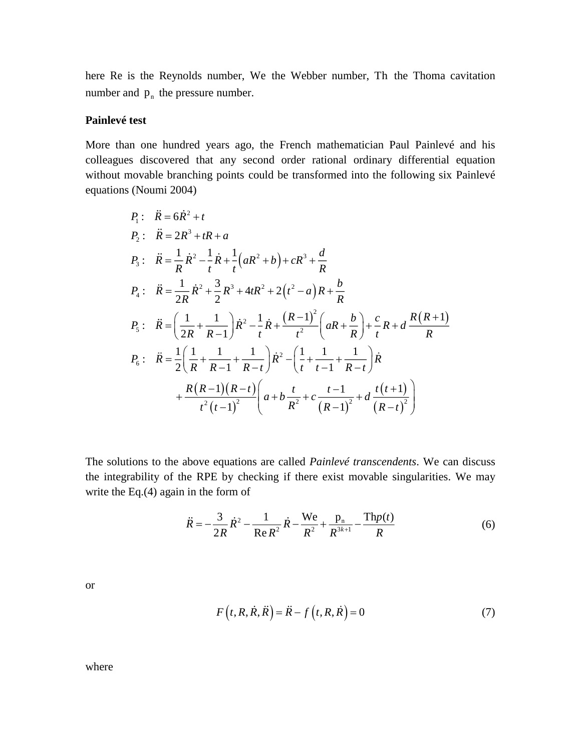here Re is the Reynolds number, We the Webber number, Th the Thoma cavitation number and $\mathrm{p_n}$ the pressure number.

**Painlevé test**

More than one hundred years ago, the French mathematician Paul Painlevé and his colleagues discovered that any second order rational ordinary differential equation without movable branching points could be transformed into the following six Painlevé equations (Noumi 2004)

$$
\begin{aligned}
P_1: &\quad \ddot{R} = 6\dot{R}^2 + t \\
P_2: &\quad \ddot{R} = 2R^3 + tR + a \\
P_3: &\quad \ddot{R} = \frac{1}{R}\dot{R}^2 - \frac{1}{t}\dot{R} + \frac{1}{t}\left(aR^2 + b\right) + cR^3 + \frac{d}{R} \\
P_4: &\quad \ddot{R} = \frac{1}{2R}\dot{R}^2 + \frac{3}{2}R^3 + 4tR^2 + 2\left(t^2 - a\right)R + \frac{b}{R} \\
P_5: &\quad \ddot{R} = \left(\frac{1}{2R} + \frac{1}{R-1}\right)\dot{R}^2 - \frac{1}{t}\dot{R} + \frac{\left(R-1\right)^2}{t^2}\left(aR + \frac{b}{R}\right) + \frac{c}{t}R + d\,\frac{R\left(R+1\right)}{R} \\
P_6: &\quad \ddot{R} = \frac{1}{2}\left(\frac{1}{R} + \frac{1}{R-1} + \frac{1}{R-t}\right)\dot{R}^2 - \left(\frac{1}{t} + \frac{1}{t-1} + \frac{1}{R-t}\right)\dot{R} \\
&\qquad + \frac{R\left(R-1\right)\left(R-t\right)}{t^2\left(t-1\right)^2}\left(a + b\frac{t}{R^2} + c\frac{t-1}{\left(R-1\right)^2} + d\,\frac{t\left(t+1\right)}{\left(R-t\right)^2}\right)
\end{aligned}
$$

The solutions to the above equations are called *Painlevé transcendents*. We can discuss the integrability of the RPE by checking if there exist movable singularities. We may write the Eq.(4) again in the form of

$$
\ddot{R} = -\frac{3}{2R}\dot{R}^2 - \frac{1}{\mathrm{Re}\,R^2}\dot{R} - \frac{\mathrm{We}}{R^2} + \frac{\mathrm{p_n}}{R^{3k+1}} - \frac{\mathrm{Th}p(t)}{R} \tag{6}
$$

or

$$
F\left(t, R, \dot{R}, \ddot{R}\right) = \ddot{R} - f\left(t, R, \dot{R}\right) = 0 \tag{7}
$$

where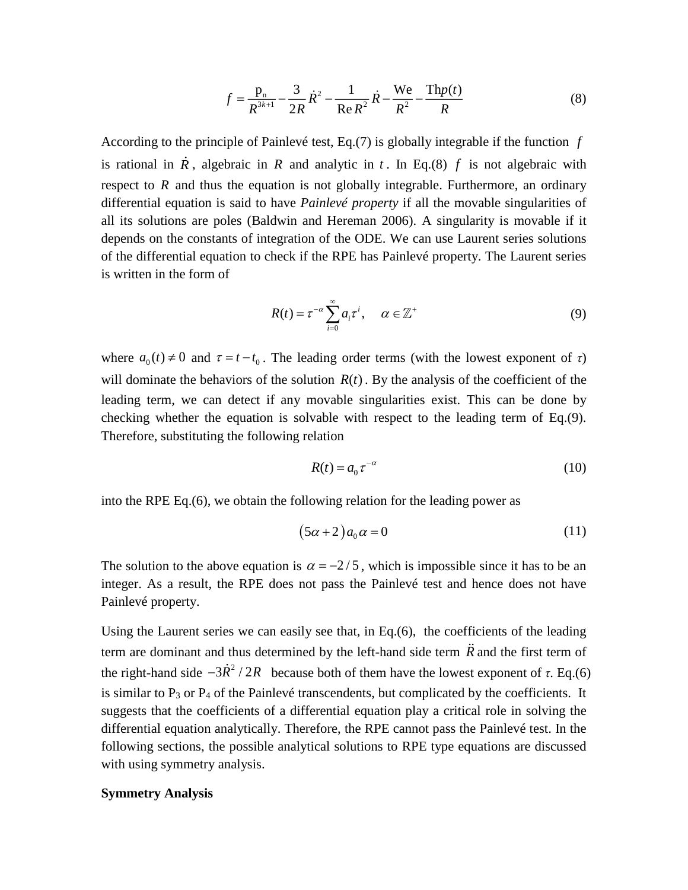$$f = \frac{\mathrm{p_n}}{R^{3k+1}} - \frac{3}{2R}\dot{R}^2 - \frac{1}{\mathrm{Re}\,R^2}\dot{R} - \frac{\mathrm{We}}{R^2} - \frac{\mathrm{Th}p(t)}{R} \tag{8}$$

According to the principle of Painlevé test, Eq.(7) is globally integrable if the function $f$ is rational in $\dot{R}$, algebraic in $R$ and analytic in $t$. In Eq.(8) $f$ is not algebraic with respect to $R$ and thus the equation is not globally integrable. Furthermore, an ordinary differential equation is said to have *Painlevé property* if all the movable singularities of all its solutions are poles (Baldwin and Hereman 2006). A singularity is movable if it depends on the constants of integration of the ODE. We can use Laurent series solutions of the differential equation to check if the RPE has Painlevé property. The Laurent series is written in the form of

$$R(t) = \tau^{-\alpha}\sum_{i=0}^{\infty} a_i \tau^i, \quad \alpha \in \mathbb{Z}^+ \tag{9}$$

where $a_0(t) \neq 0$ and $\tau = t - t_0$. The leading order terms (with the lowest exponent of $\tau$) will dominate the behaviors of the solution $R(t)$. By the analysis of the coefficient of the leading term, we can detect if any movable singularities exist. This can be done by checking whether the equation is solvable with respect to the leading term of Eq.(9). Therefore, substituting the following relation

$$R(t) = a_0 \tau^{-\alpha} \tag{10}$$

into the RPE Eq.(6), we obtain the following relation for the leading power as

$$(5\alpha + 2)\, a_0 \alpha = 0 \tag{11}$$

The solution to the above equation is $\alpha = -2/5$, which is impossible since it has to be an integer. As a result, the RPE does not pass the Painlevé test and hence does not have Painlevé property.

Using the Laurent series we can easily see that, in Eq.(6), the coefficients of the leading term are dominant and thus determined by the left-hand side term $\ddot{R}$ and the first term of the right-hand side $-3\dot{R}^2/2R$ because both of them have the lowest exponent of $\tau$. Eq.(6) is similar to $P_3$ or $P_4$ of the Painlevé transcendents, but complicated by the coefficients. It suggests that the coefficients of a differential equation play a critical role in solving the differential equation analytically. Therefore, the RPE cannot pass the Painlevé test. In the following sections, the possible analytical solutions to RPE type equations are discussed with using symmetry analysis.

**Symmetry Analysis**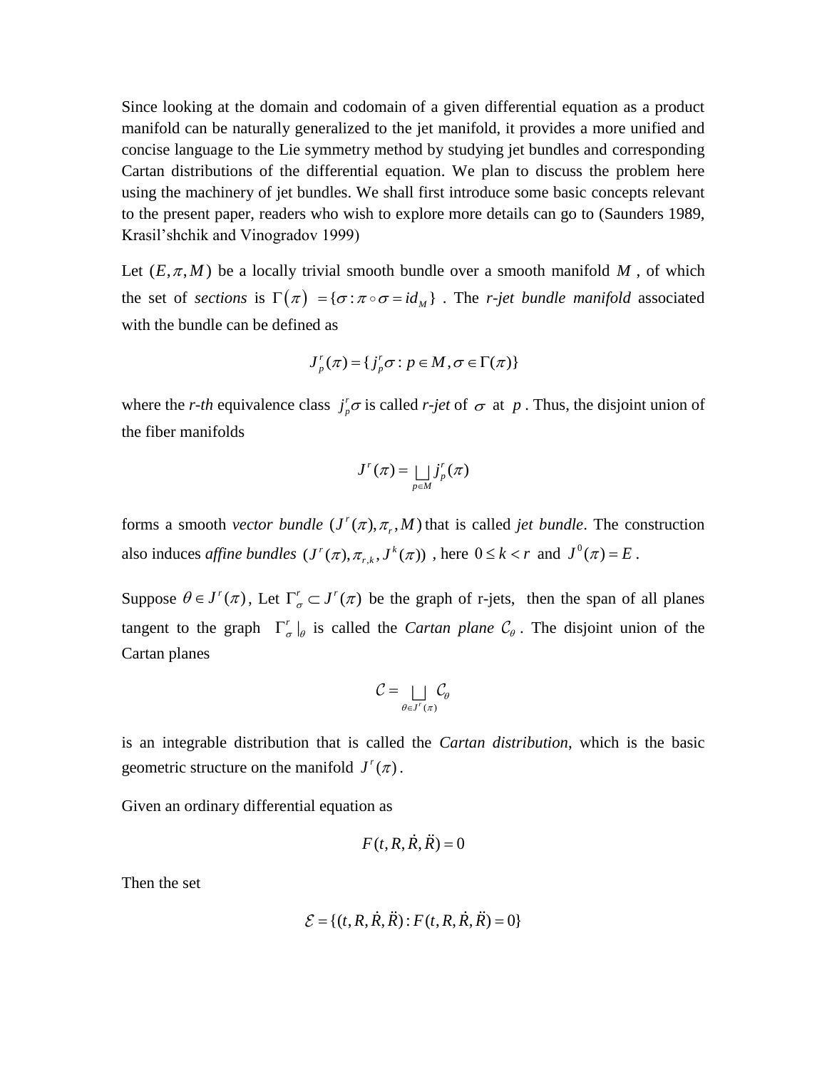Since looking at the domain and codomain of a given differential equation as a product manifold can be naturally generalized to the jet manifold, it provides a more unified and concise language to the Lie symmetry method by studying jet bundles and corresponding Cartan distributions of the differential equation. We plan to discuss the problem here using the machinery of jet bundles. We shall first introduce some basic concepts relevant to the present paper, readers who wish to explore more details can go to (Saunders 1989, Krasil'shchik and Vinogradov 1999)

Let $(E, \pi, M)$ be a locally trivial smooth bundle over a smooth manifold $M$, of which the set of *sections* is $\Gamma(\pi) = \{\sigma : \pi \circ \sigma = id_M\}$. The *r-jet bundle manifold* associated with the bundle can be defined as

$$J_p^r(\pi) = \{ j_p^r \sigma : p \in M, \sigma \in \Gamma(\pi)\}$$

where the *r-th* equivalence class $j_p^r \sigma$ is called *r-jet* of $\sigma$ at $p$. Thus, the disjoint union of the fiber manifolds

$$J^r(\pi) = \bigsqcup_{p \in M} j_p^r(\pi)$$

forms a smooth *vector bundle* $(J^r(\pi), \pi_r, M)$ that is called *jet bundle*. The construction also induces *affine bundles* $(J^r(\pi), \pi_{r,k}, J^k(\pi))$, here $0 \le k < r$ and $J^0(\pi) = E$.

Suppose $\theta \in J^r(\pi)$, Let $\Gamma_\sigma^r \subset J^r(\pi)$ be the graph of r-jets, then the span of all planes tangent to the graph $\Gamma_\sigma^r |_\theta$ is called the *Cartan plane* $\mathcal{C}_\theta$. The disjoint union of the Cartan planes

$$\mathcal{C} = \bigsqcup_{\theta \in J^r(\pi)} \mathcal{C}_\theta$$

is an integrable distribution that is called the *Cartan distribution*, which is the basic geometric structure on the manifold $J^r(\pi)$.

Given an ordinary differential equation as

$$F(t, R, \dot{R}, \ddot{R}) = 0$$

Then the set

$$\mathcal{E} = \{(t, R, \dot{R}, \ddot{R}) : F(t, R, \dot{R}, \ddot{R}) = 0\}$$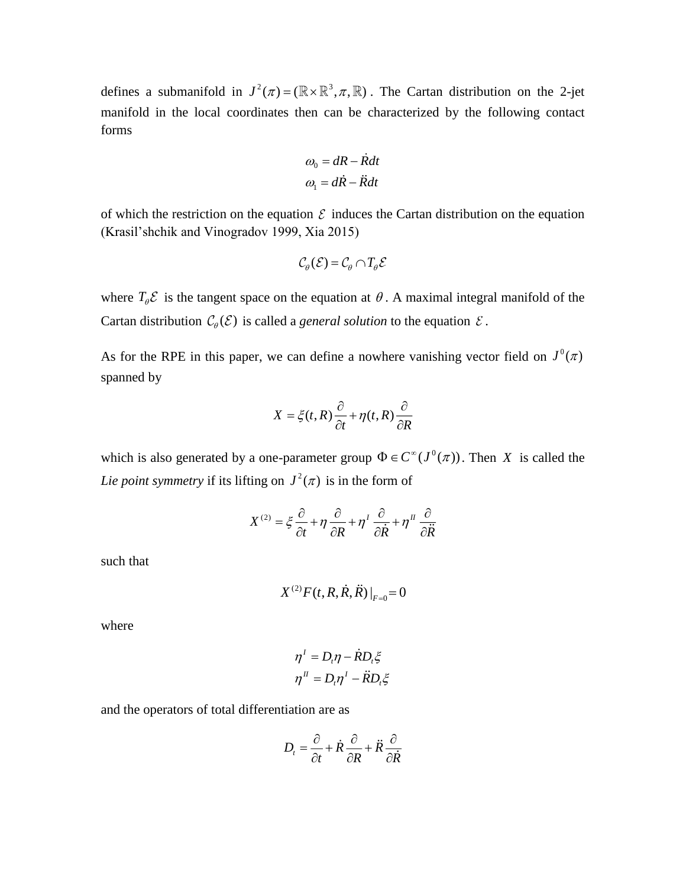defines a submanifold in $J^2(\pi) = (\mathbb{R}\times\mathbb{R}^3, \pi, \mathbb{R})$. The Cartan distribution on the 2-jet manifold in the local coordinates then can be characterized by the following contact forms

$$
\begin{aligned}
\omega_0 &= dR - \dot{R}dt \\
\omega_1 &= d\dot{R} - \ddot{R}dt
\end{aligned}
$$

of which the restriction on the equation $\mathcal{E}$ induces the Cartan distribution on the equation (Krasil'shchik and Vinogradov 1999, Xia 2015)

$$
\mathcal{C}_\theta(\mathcal{E}) = \mathcal{C}_\theta \cap T_\theta\mathcal{E}
$$

where $T_\theta\mathcal{E}$ is the tangent space on the equation at $\theta$. A maximal integral manifold of the Cartan distribution $\mathcal{C}_\theta(\mathcal{E})$ is called a *general solution* to the equation $\mathcal{E}$.

As for the RPE in this paper, we can define a nowhere vanishing vector field on $J^0(\pi)$ spanned by

$$
X = \xi(t,R)\frac{\partial}{\partial t} + \eta(t,R)\frac{\partial}{\partial R}
$$

which is also generated by a one-parameter group $\Phi \in C^\infty(J^0(\pi))$. Then $X$ is called the *Lie point symmetry* if its lifting on $J^2(\pi)$ is in the form of

$$
X^{(2)} = \xi\frac{\partial}{\partial t} + \eta\frac{\partial}{\partial R} + \eta^I\frac{\partial}{\partial \dot{R}} + \eta^{II}\frac{\partial}{\partial \ddot{R}}
$$

such that

$$
X^{(2)}F(t,R,\dot{R},\ddot{R})|_{F=0} = 0
$$

where

$$
\begin{aligned}
\eta^I &= D_t\eta - \dot{R}D_t\xi \\
\eta^{II} &= D_t\eta^I - \ddot{R}D_t\xi
\end{aligned}
$$

and the operators of total differentiation are as

$$
D_t = \frac{\partial}{\partial t} + \dot{R}\frac{\partial}{\partial R} + \ddot{R}\frac{\partial}{\partial \dot{R}}
$$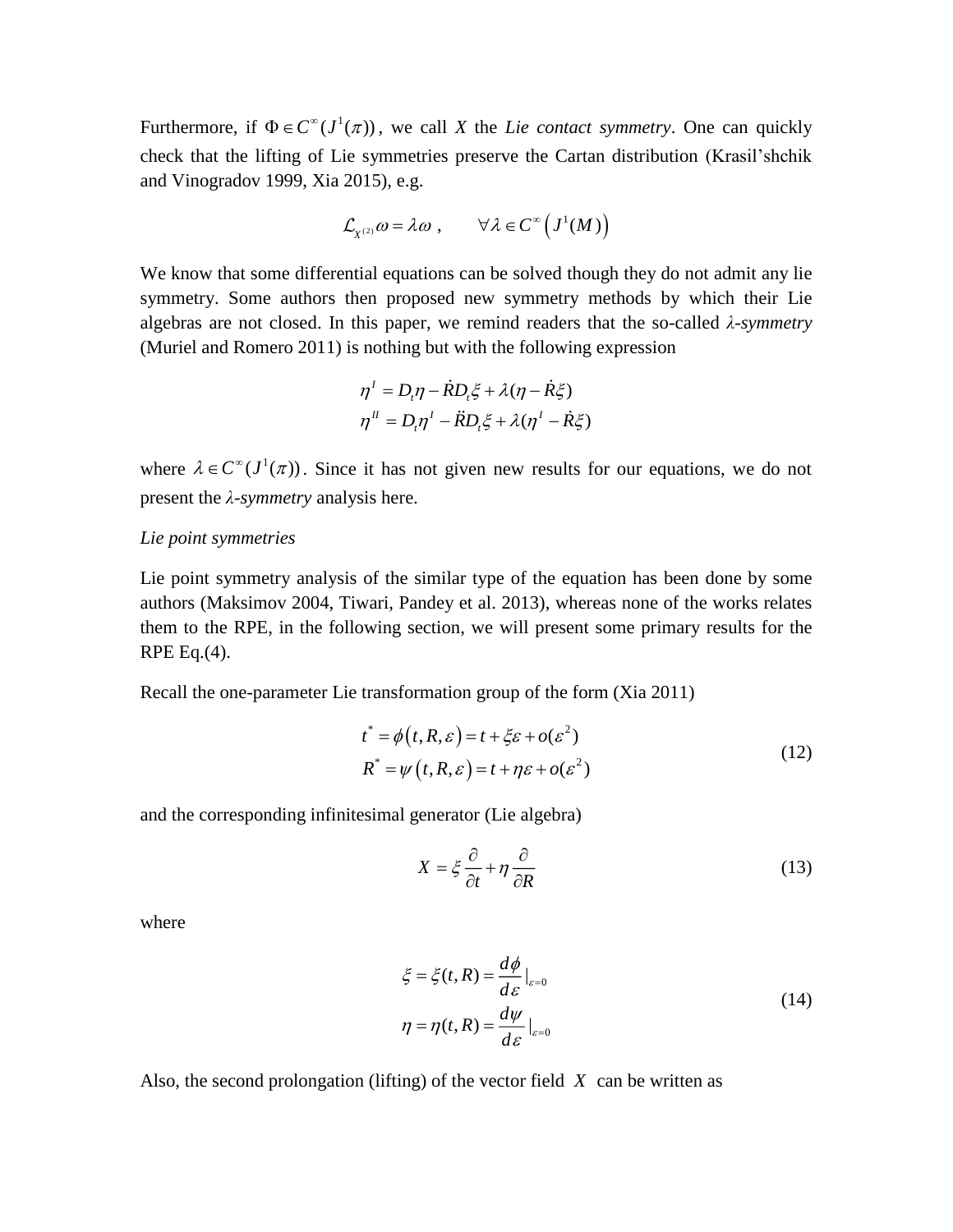Furthermore, if $\Phi \in C^{\infty}(J^1(\pi))$, we call *X* the *Lie contact symmetry*. One can quickly check that the lifting of Lie symmetries preserve the Cartan distribution (Krasil'shchik and Vinogradov 1999, Xia 2015), e.g.

$$\mathcal{L}_{X^{(2)}}\omega = \lambda\omega \ , \qquad \forall \lambda \in C^{\infty}\left(J^1(M)\right)$$

We know that some differential equations can be solved though they do not admit any lie symmetry. Some authors then proposed new symmetry methods by which their Lie algebras are not closed. In this paper, we remind readers that the so-called *λ-symmetry* (Muriel and Romero 2011) is nothing but with the following expression

$$\begin{aligned}
\eta^{I} &= D_t\eta - \dot{R}D_t\xi + \lambda(\eta - \dot{R}\xi) \\
\eta^{II} &= D_t\eta^{I} - \ddot{R}D_t\xi + \lambda(\eta^{I} - \dot{R}\xi)
\end{aligned}$$

where $\lambda \in C^{\infty}(J^1(\pi))$. Since it has not given new results for our equations, we do not present the *λ-symmetry* analysis here.

*Lie point symmetries*

Lie point symmetry analysis of the similar type of the equation has been done by some authors (Maksimov 2004, Tiwari, Pandey et al. 2013), whereas none of the works relates them to the RPE, in the following section, we will present some primary results for the RPE Eq.(4).

Recall the one-parameter Lie transformation group of the form (Xia 2011)

$$\begin{aligned}
t^{*} &= \phi\left(t, R, \varepsilon\right) = t + \xi\varepsilon + o(\varepsilon^{2}) \\
R^{*} &= \psi\left(t, R, \varepsilon\right) = t + \eta\varepsilon + o(\varepsilon^{2})
\end{aligned} \tag{12}$$

and the corresponding infinitesimal generator (Lie algebra)

$$X = \xi\frac{\partial}{\partial t} + \eta\frac{\partial}{\partial R} \tag{13}$$

where

$$\begin{aligned}
\xi &= \xi(t, R) = \frac{d\phi}{d\varepsilon}\Big|_{\varepsilon=0} \\
\eta &= \eta(t, R) = \frac{d\psi}{d\varepsilon}\Big|_{\varepsilon=0}
\end{aligned} \tag{14}$$

Also, the second prolongation (lifting) of the vector field $X$ can be written as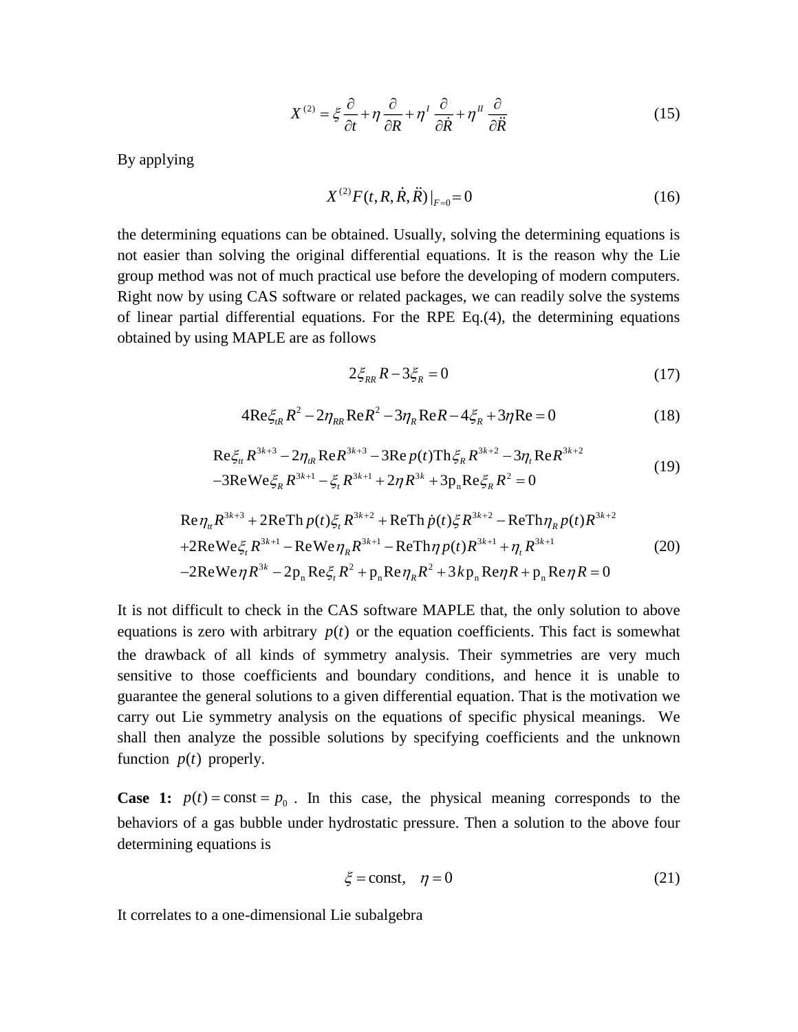$$X^{(2)} = \xi \frac{\partial}{\partial t} + \eta \frac{\partial}{\partial R} + \eta^{I} \frac{\partial}{\partial \dot{R}} + \eta^{II} \frac{\partial}{\partial \ddot{R}} \tag{15}$$

By applying

$$X^{(2)} F(t, R, \dot{R}, \ddot{R})|_{F=0} = 0 \tag{16}$$

the determining equations can be obtained. Usually, solving the determining equations is not easier than solving the original differential equations. It is the reason why the Lie group method was not of much practical use before the developing of modern computers. Right now by using CAS software or related packages, we can readily solve the systems of linear partial differential equations. For the RPE Eq.(4), the determining equations obtained by using MAPLE are as follows

$$2\xi_{RR} R - 3\xi_R = 0 \tag{17}$$

$$4\mathrm{Re}\xi_{tR} R^2 - 2\eta_{RR} \mathrm{Re} R^2 - 3\eta_R \mathrm{Re} R - 4\xi_R + 3\eta \mathrm{Re} = 0 \tag{18}$$

$$\begin{aligned} &\mathrm{Re}\xi_{tt} R^{3k+3} - 2\eta_{tR} \mathrm{Re} R^{3k+3} - 3\mathrm{Re}\, p(t) \mathrm{Th} \xi_R R^{3k+2} - 3\eta_t \mathrm{Re} R^{3k+2} \\ &-3\mathrm{Re}\mathrm{We}\xi_R R^{3k+1} - \xi_t R^{3k+1} + 2\eta R^{3k} + 3\mathrm{p_n} \mathrm{Re}\xi_R R^2 = 0 \end{aligned} \tag{19}$$

$$\begin{aligned} &\mathrm{Re}\eta_{tt} R^{3k+3} + 2\mathrm{Re}\mathrm{Th}\, p(t) \xi_t R^{3k+2} + \mathrm{Re}\mathrm{Th}\, \dot{p}(t) \xi R^{3k+2} - \mathrm{Re}\mathrm{Th}\eta_R p(t) R^{3k+2} \\ &+2\mathrm{Re}\mathrm{We}\xi_t R^{3k+1} - \mathrm{Re}\mathrm{We}\eta_R R^{3k+1} - \mathrm{Re}\mathrm{Th}\eta\, p(t) R^{3k+1} + \eta_t R^{3k+1} \\ &-2\mathrm{Re}\mathrm{We}\eta R^{3k} - 2\mathrm{p_n} \mathrm{Re}\xi_t R^2 + \mathrm{p_n} \mathrm{Re}\eta_R R^2 + 3k \mathrm{p_n} \mathrm{Re}\eta R + \mathrm{p_n} \mathrm{Re}\eta R = 0 \end{aligned} \tag{20}$$

It is not difficult to check in the CAS software MAPLE that, the only solution to above equations is zero with arbitrary $p(t)$ or the equation coefficients. This fact is somewhat the drawback of all kinds of symmetry analysis. Their symmetries are very much sensitive to those coefficients and boundary conditions, and hence it is unable to guarantee the general solutions to a given differential equation. That is the motivation we carry out Lie symmetry analysis on the equations of specific physical meanings. We shall then analyze the possible solutions by specifying coefficients and the unknown function $p(t)$ properly.

**Case 1:** $p(t) = \text{const} = p_0$ . In this case, the physical meaning corresponds to the behaviors of a gas bubble under hydrostatic pressure. Then a solution to the above four determining equations is

$$\xi = \text{const}, \quad \eta = 0 \tag{21}$$

It correlates to a one-dimensional Lie subalgebra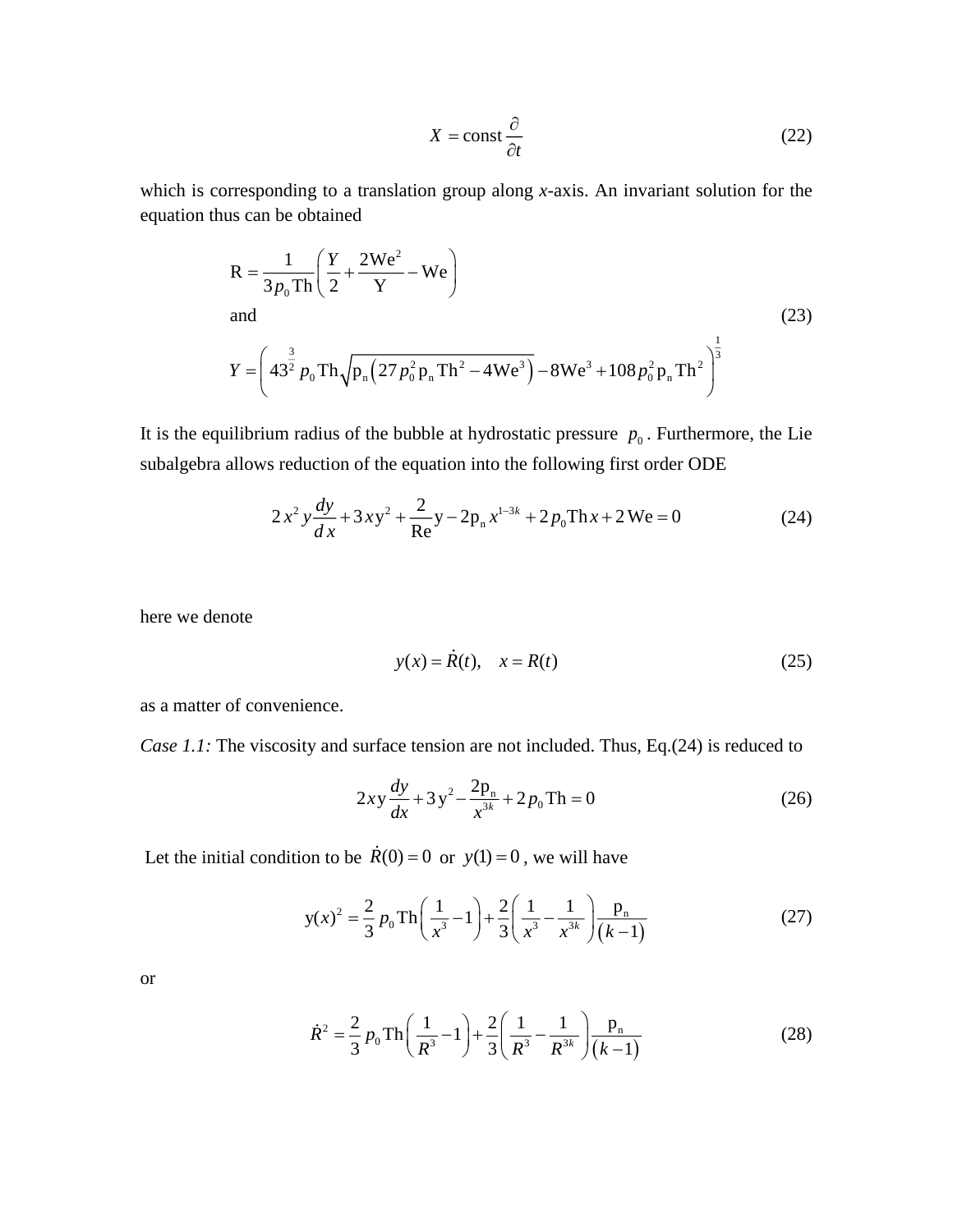$$X = \mathrm{const}\,\frac{\partial}{\partial t} \tag{22}$$

which is corresponding to a translation group along *x*-axis. An invariant solution for the equation thus can be obtained

$$\begin{aligned} &\mathrm{R} = \frac{1}{3p_0\,\mathrm{Th}}\left(\frac{Y}{2} + \frac{2\mathrm{We}^2}{\mathrm{Y}} - \mathrm{We}\right) \\ &\text{and} \\ &Y = \left(43^{\frac{3}{2}}\,p_0\,\mathrm{Th}\sqrt{\mathrm{p_n}\left(27\,p_0^2\,\mathrm{p_n}\,\mathrm{Th}^2 - 4\mathrm{We}^3\right)} - 8\mathrm{We}^3 + 108\,p_0^2\,\mathrm{p_n}\,\mathrm{Th}^2\right)^{\frac{1}{3}} \end{aligned} \tag{23}$$

It is the equilibrium radius of the bubble at hydrostatic pressure $p_0$. Furthermore, the Lie subalgebra allows reduction of the equation into the following first order ODE

$$2\,x^2\,y\frac{dy}{d\,x} + 3\,x\mathrm{y}^2 + \frac{2}{\mathrm{Re}}\mathrm{y} - 2\mathrm{p_n}\,x^{1-3k} + 2\,p_0\mathrm{Th}\,x + 2\,\mathrm{We} = 0 \tag{24}$$

here we denote

$$y(x) = \dot{R}(t), \quad x = R(t) \tag{25}$$

as a matter of convenience.

*Case 1.1:* The viscosity and surface tension are not included. Thus, Eq.(24) is reduced to

$$2x\mathrm{y}\frac{dy}{dx} + 3\,\mathrm{y}^2 - \frac{2\mathrm{p_n}}{x^{3k}} + 2\,p_0\,\mathrm{Th} = 0 \tag{26}$$

Let the initial condition to be $\dot{R}(0) = 0$ or $y(1) = 0$, we will have

$$\mathrm{y}(x)^2 = \frac{2}{3}\,p_0\,\mathrm{Th}\left(\frac{1}{x^3} - 1\right) + \frac{2}{3}\left(\frac{1}{x^3} - \frac{1}{x^{3k}}\right)\frac{\mathrm{p_n}}{\left(k-1\right)} \tag{27}$$

or

$$\dot{R}^2 = \frac{2}{3}\,p_0\,\mathrm{Th}\left(\frac{1}{R^3} - 1\right) + \frac{2}{3}\left(\frac{1}{R^3} - \frac{1}{R^{3k}}\right)\frac{\mathrm{p_n}}{\left(k-1\right)} \tag{28}$$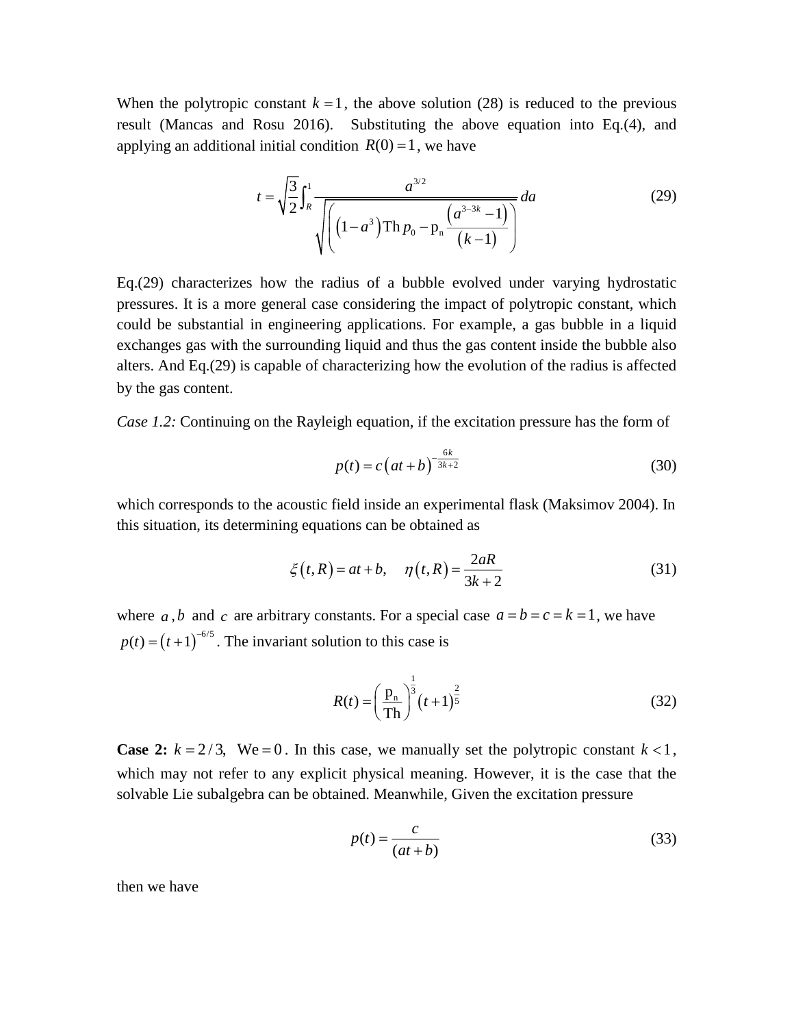When the polytropic constant $k=1$, the above solution (28) is reduced to the previous result (Mancas and Rosu 2016). Substituting the above equation into Eq.(4), and applying an additional initial condition $R(0)=1$, we have

$$t=\sqrt{\frac{3}{2}}\int_{R}^{1}\frac{a^{3/2}}{\sqrt{\left(\left(1-a^{3}\right)\mathrm{Th}\,p_{0}-\mathrm{p_{n}}\frac{\left(a^{3-3k}-1\right)}{\left(k-1\right)}\right)}}da \tag{29}$$

Eq.(29) characterizes how the radius of a bubble evolved under varying hydrostatic pressures. It is a more general case considering the impact of polytropic constant, which could be substantial in engineering applications. For example, a gas bubble in a liquid exchanges gas with the surrounding liquid and thus the gas content inside the bubble also alters. And Eq.(29) is capable of characterizing how the evolution of the radius is affected by the gas content.

*Case 1.2:* Continuing on the Rayleigh equation, if the excitation pressure has the form of

$$p(t)=c\left(at+b\right)^{-\frac{6k}{3k+2}} \tag{30}$$

which corresponds to the acoustic field inside an experimental flask (Maksimov 2004). In this situation, its determining equations can be obtained as

$$\xi\left(t,R\right)=at+b,\quad \eta\left(t,R\right)=\frac{2aR}{3k+2} \tag{31}$$

where $a$, $b$ and $c$ are arbitrary constants. For a special case $a=b=c=k=1$, we have $p(t)=\left(t+1\right)^{-6/5}$. The invariant solution to this case is

$$R(t)=\left(\frac{\mathrm{p_{n}}}{\mathrm{Th}}\right)^{\frac{1}{3}}\left(t+1\right)^{\frac{2}{5}} \tag{32}$$

**Case 2:** $k=2/3,\ \ \mathrm{We}=0$. In this case, we manually set the polytropic constant $k<1$, which may not refer to any explicit physical meaning. However, it is the case that the solvable Lie subalgebra can be obtained. Meanwhile, Given the excitation pressure

$$p(t)=\frac{c}{(at+b)} \tag{33}$$

then we have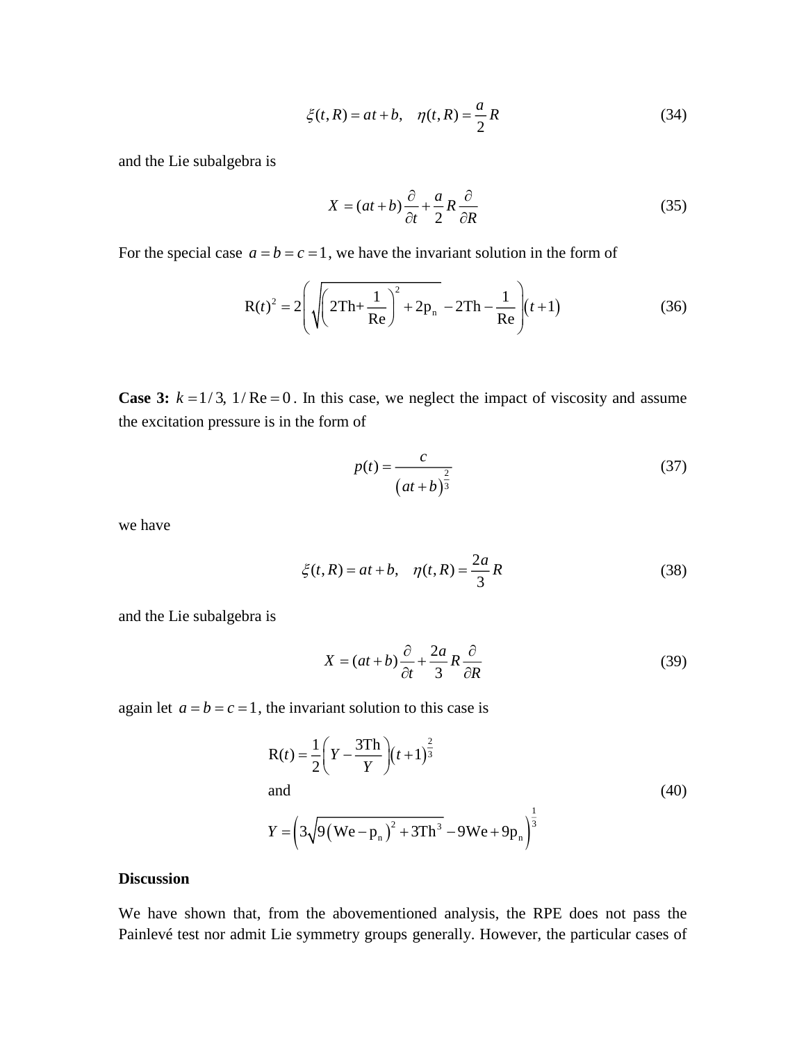$$\xi(t,R) = at + b, \quad \eta(t,R) = \frac{a}{2}R \tag{34}$$

and the Lie subalgebra is

$$X = (at+b)\frac{\partial}{\partial t} + \frac{a}{2}R\frac{\partial}{\partial R} \tag{35}$$

For the special case $a = b = c = 1$, we have the invariant solution in the form of

$$\mathrm{R}(t)^2 = 2\left(\sqrt{\left(2\mathrm{Th}+\frac{1}{\mathrm{Re}}\right)^2 + 2\mathrm{p_n}} - 2\mathrm{Th} - \frac{1}{\mathrm{Re}}\right)(t+1) \tag{36}$$

**Case 3:** $k = 1/3,\ 1/\mathrm{Re} = 0$. In this case, we neglect the impact of viscosity and assume the excitation pressure is in the form of

$$p(t) = \frac{c}{(at+b)^{\frac{2}{3}}} \tag{37}$$

we have

$$\xi(t,R) = at + b, \quad \eta(t,R) = \frac{2a}{3}R \tag{38}$$

and the Lie subalgebra is

$$X = (at+b)\frac{\partial}{\partial t} + \frac{2a}{3}R\frac{\partial}{\partial R} \tag{39}$$

again let $a = b = c = 1$, the invariant solution to this case is

$$\mathrm{R}(t) = \frac{1}{2}\left(Y - \frac{3\mathrm{Th}}{Y}\right)(t+1)^{\frac{2}{3}}$$
and
$$Y = \left(3\sqrt{9\left(\mathrm{We} - \mathrm{p_n}\right)^2 + 3\mathrm{Th}^3} - 9\mathrm{We} + 9\mathrm{p_n}\right)^{\frac{1}{3}} \tag{40}$$

**Discussion**

We have shown that, from the abovementioned analysis, the RPE does not pass the Painlevé test nor admit Lie symmetry groups generally. However, the particular cases of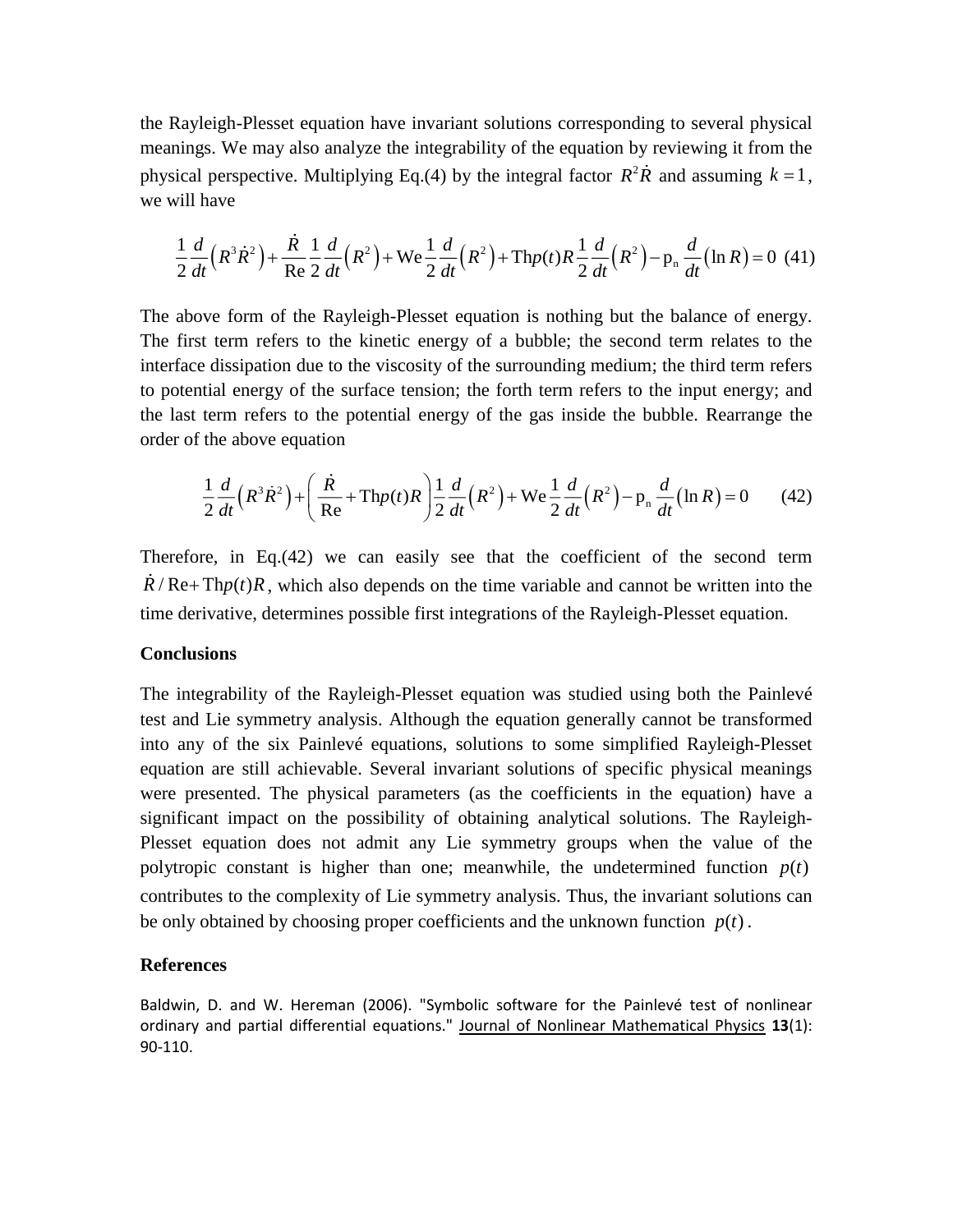the Rayleigh-Plesset equation have invariant solutions corresponding to several physical meanings. We may also analyze the integrability of the equation by reviewing it from the physical perspective. Multiplying Eq.(4) by the integral factor $R^2\dot{R}$ and assuming $k=1$, we will have

$$\frac{1}{2}\frac{d}{dt}\left(R^3\dot{R}^2\right)+\frac{\dot{R}}{\mathrm{Re}}\frac{1}{2}\frac{d}{dt}\left(R^2\right)+\mathrm{We}\frac{1}{2}\frac{d}{dt}\left(R^2\right)+\mathrm{Th}p(t)R\frac{1}{2}\frac{d}{dt}\left(R^2\right)-\mathrm{p_n}\frac{d}{dt}\left(\ln R\right)=0 \quad (41)$$

The above form of the Rayleigh-Plesset equation is nothing but the balance of energy. The first term refers to the kinetic energy of a bubble; the second term relates to the interface dissipation due to the viscosity of the surrounding medium; the third term refers to potential energy of the surface tension; the forth term refers to the input energy; and the last term refers to the potential energy of the gas inside the bubble. Rearrange the order of the above equation

$$\frac{1}{2}\frac{d}{dt}\left(R^3\dot{R}^2\right)+\left(\frac{\dot{R}}{\mathrm{Re}}+\mathrm{Th}p(t)R\right)\frac{1}{2}\frac{d}{dt}\left(R^2\right)+\mathrm{We}\frac{1}{2}\frac{d}{dt}\left(R^2\right)-\mathrm{p_n}\frac{d}{dt}\left(\ln R\right)=0 \qquad (42)$$

Therefore, in Eq.(42) we can easily see that the coefficient of the second term $\dot{R}/\mathrm{Re}+\mathrm{Th}p(t)R$, which also depends on the time variable and cannot be written into the time derivative, determines possible first integrations of the Rayleigh-Plesset equation.

### Conclusions

The integrability of the Rayleigh-Plesset equation was studied using both the Painlevé test and Lie symmetry analysis. Although the equation generally cannot be transformed into any of the six Painlevé equations, solutions to some simplified Rayleigh-Plesset equation are still achievable. Several invariant solutions of specific physical meanings were presented. The physical parameters (as the coefficients in the equation) have a significant impact on the possibility of obtaining analytical solutions. The Rayleigh-Plesset equation does not admit any Lie symmetry groups when the value of the polytropic constant is higher than one; meanwhile, the undetermined function $p(t)$ contributes to the complexity of Lie symmetry analysis. Thus, the invariant solutions can be only obtained by choosing proper coefficients and the unknown function $p(t)$.

### References

Baldwin, D. and W. Hereman (2006). "Symbolic software for the Painlevé test of nonlinear ordinary and partial differential equations." Journal of Nonlinear Mathematical Physics **13**(1): 90-110.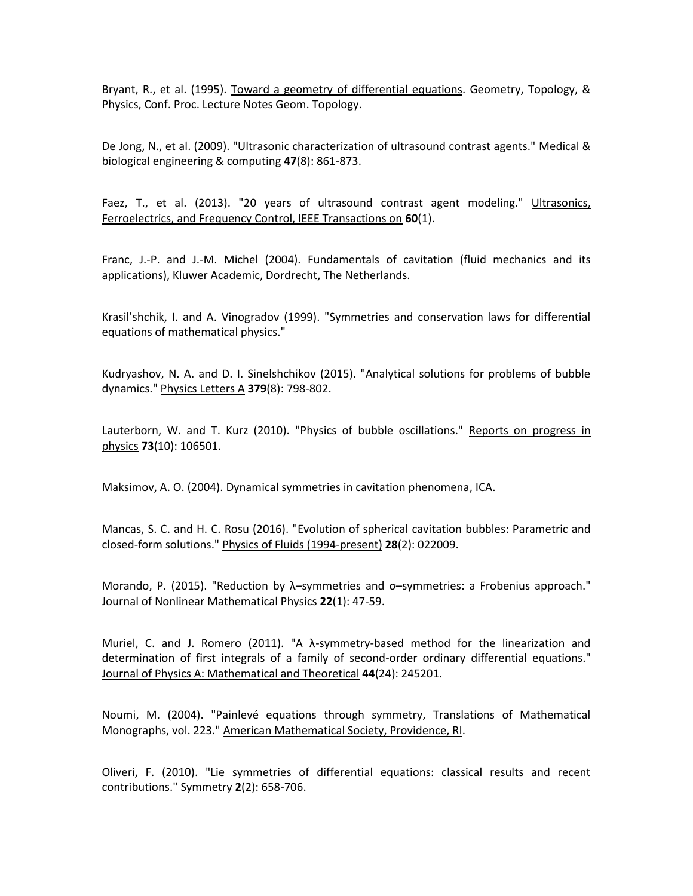Bryant, R., et al. (1995). Toward a geometry of differential equations. Geometry, Topology, & Physics, Conf. Proc. Lecture Notes Geom. Topology.

De Jong, N., et al. (2009). "Ultrasonic characterization of ultrasound contrast agents." Medical & biological engineering & computing **47**(8): 861-873.

Faez, T., et al. (2013). "20 years of ultrasound contrast agent modeling." Ultrasonics, Ferroelectrics, and Frequency Control, IEEE Transactions on **60**(1).

Franc, J.-P. and J.-M. Michel (2004). Fundamentals of cavitation (fluid mechanics and its applications), Kluwer Academic, Dordrecht, The Netherlands.

Krasil'shchik, I. and A. Vinogradov (1999). "Symmetries and conservation laws for differential equations of mathematical physics."

Kudryashov, N. A. and D. I. Sinelshchikov (2015). "Analytical solutions for problems of bubble dynamics." Physics Letters A **379**(8): 798-802.

Lauterborn, W. and T. Kurz (2010). "Physics of bubble oscillations." Reports on progress in physics **73**(10): 106501.

Maksimov, A. O. (2004). Dynamical symmetries in cavitation phenomena, ICA.

Mancas, S. C. and H. C. Rosu (2016). "Evolution of spherical cavitation bubbles: Parametric and closed-form solutions." Physics of Fluids (1994-present) **28**(2): 022009.

Morando, P. (2015). "Reduction by λ–symmetries and σ–symmetries: a Frobenius approach." Journal of Nonlinear Mathematical Physics **22**(1): 47-59.

Muriel, C. and J. Romero (2011). "A λ-symmetry-based method for the linearization and determination of first integrals of a family of second-order ordinary differential equations." Journal of Physics A: Mathematical and Theoretical **44**(24): 245201.

Noumi, M. (2004). "Painlevé equations through symmetry, Translations of Mathematical Monographs, vol. 223." American Mathematical Society, Providence, RI.

Oliveri, F. (2010). "Lie symmetries of differential equations: classical results and recent contributions." Symmetry **2**(2): 658-706.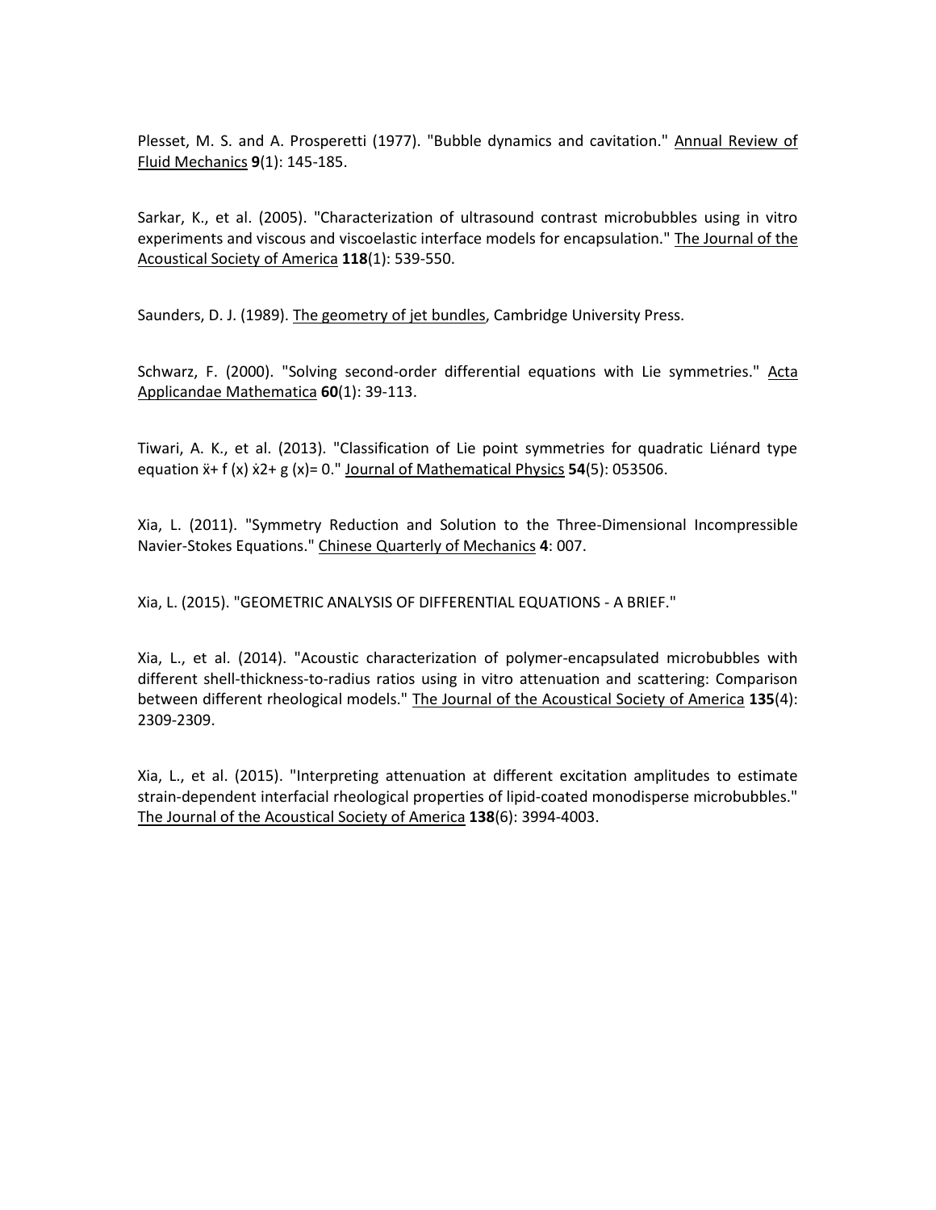Plesset, M. S. and A. Prosperetti (1977). "Bubble dynamics and cavitation." Annual Review of Fluid Mechanics **9**(1): 145-185.

Sarkar, K., et al. (2005). "Characterization of ultrasound contrast microbubbles using in vitro experiments and viscous and viscoelastic interface models for encapsulation." The Journal of the Acoustical Society of America **118**(1): 539-550.

Saunders, D. J. (1989). The geometry of jet bundles, Cambridge University Press.

Schwarz, F. (2000). "Solving second-order differential equations with Lie symmetries." Acta Applicandae Mathematica **60**(1): 39-113.

Tiwari, A. K., et al. (2013). "Classification of Lie point symmetries for quadratic Liénard type equation $\ddot{x}$+ f (x) $\dot{x}$2+ g (x)= 0." Journal of Mathematical Physics **54**(5): 053506.

Xia, L. (2011). "Symmetry Reduction and Solution to the Three-Dimensional Incompressible Navier-Stokes Equations." Chinese Quarterly of Mechanics **4**: 007.

Xia, L. (2015). "GEOMETRIC ANALYSIS OF DIFFERENTIAL EQUATIONS - A BRIEF."

Xia, L., et al. (2014). "Acoustic characterization of polymer-encapsulated microbubbles with different shell-thickness-to-radius ratios using in vitro attenuation and scattering: Comparison between different rheological models." The Journal of the Acoustical Society of America **135**(4): 2309-2309.

Xia, L., et al. (2015). "Interpreting attenuation at different excitation amplitudes to estimate strain-dependent interfacial rheological properties of lipid-coated monodisperse microbubbles." The Journal of the Acoustical Society of America **138**(6): 3994-4003.